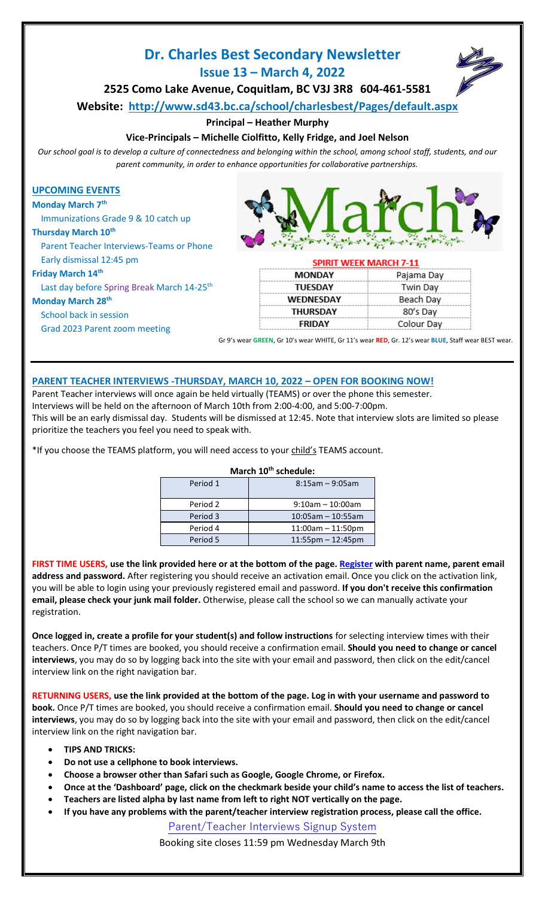# Dr. Charles Best Secondary Newsletter

## Issue 13 – March 4, 2022

### 2525 Como Lake Avenue, Coquitlam, BC V3J 3R8 604-461-5581

**Website: http://www.sd43.bc.ca/school/charlesbest/Pages/default.aspx**

**Principal – Heather Murphy**

**Vice-Principals – Michelle Ciolfitto, Kelly Fridge, and Joel Nelson**

*Our school goal is to develop a culture of connectedness and belonging within the school, among school staff, students, and our parent community, in order to enhance opportunities for collaborative partnerships.*

## UPCOMING EVENTS

**Monday March 7th**
Immunizations Grade 9 & 10 catch up

**Thursday March 10th**
Parent Teacher Interviews-Teams or Phone
Early dismissal 12:45 pm

**Friday March 14th**
Last day before Spring Break March 14-25th

**Monday March 28th**
School back in session
Grad 2023 Parent zoom meeting

March

**SPIRIT WEEK MARCH 7-11**

| MONDAY | Pajama Day |
|---|---|
| TUESDAY | Twin Day |
| WEDNESDAY | Beach Day |
| THURSDAY | 80's Day |
| FRIDAY | Colour Day |

Gr 9's wear **GREEN**, Gr 10's wear WHITE, Gr 11's wear **RED**, Gr. 12's wear **BLUE**, Staff wear BEST wear.

## PARENT TEACHER INTERVIEWS -THURSDAY, MARCH 10, 2022 – OPEN FOR BOOKING NOW!

Parent Teacher interviews will once again be held virtually (TEAMS) or over the phone this semester.
Interviews will be held on the afternoon of March 10th from 2:00-4:00, and 5:00-7:00pm.
This will be an early dismissal day. Students will be dismissed at 12:45. Note that interview slots are limited so please prioritize the teachers you feel you need to speak with.

*If you choose the TEAMS platform, you will need access to your child's TEAMS account.

**March 10th schedule:**

| Period | Time |
|---|---|
| Period 1 | 8:15am – 9:05am |
| Period 2 | 9:10am – 10:00am |
| Period 3 | 10:05am – 10:55am |
| Period 4 | 11:00am – 11:50pm |
| Period 5 | 11:55pm – 12:45pm |

**FIRST TIME USERS, use the link provided here or at the bottom of the page. Register with parent name, parent email address and password.** After registering you should receive an activation email. Once you click on the activation link, you will be able to login using your previously registered email and password. **If you don't receive this confirmation email, please check your junk mail folder.** Otherwise, please call the school so we can manually activate your registration.

**Once logged in, create a profile for your student(s) and follow instructions** for selecting interview times with their teachers. Once P/T times are booked, you should receive a confirmation email. **Should you need to change or cancel interviews**, you may do so by logging back into the site with your email and password, then click on the edit/cancel interview link on the right navigation bar.

**RETURNING USERS, use the link provided at the bottom of the page. Log in with your username and password to book.** Once P/T times are booked, you should receive a confirmation email. **Should you need to change or cancel interviews**, you may do so by logging back into the site with your email and password, then click on the edit/cancel interview link on the right navigation bar.

- **TIPS AND TRICKS:**
- **Do not use a cellphone to book interviews.**
- **Choose a browser other than Safari such as Google, Google Chrome, or Firefox.**
- **Once at the 'Dashboard' page, click on the checkmark beside your child's name to access the list of teachers.**
- **Teachers are listed alpha by last name from left to right NOT vertically on the page.**
- **If you have any problems with the parent/teacher interview registration process, please call the office.**

Parent/Teacher Interviews Signup System

Booking site closes 11:59 pm Wednesday March 9th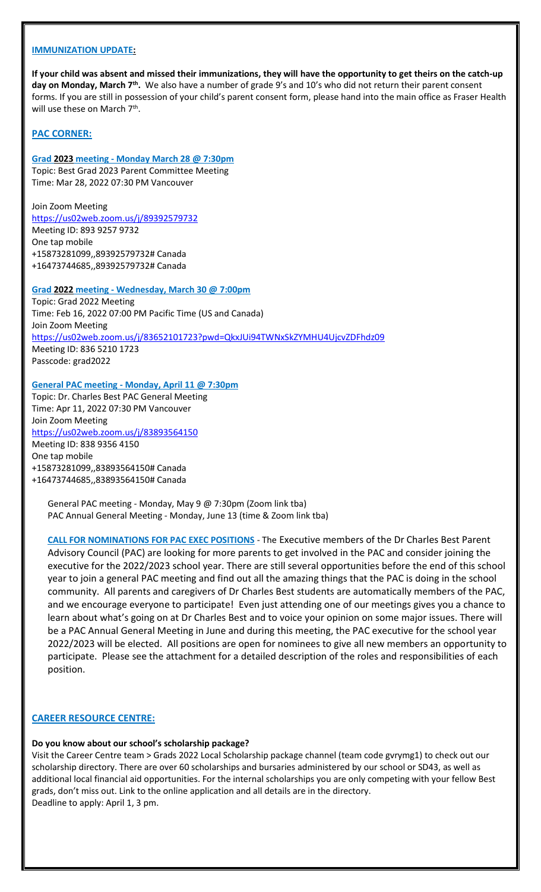## IMMUNIZATION UPDATE:

**If your child was absent and missed their immunizations, they will have the opportunity to get theirs on the catch-up day on Monday, March 7th.** We also have a number of grade 9's and 10's who did not return their parent consent forms. If you are still in possession of your child's parent consent form, please hand into the main office as Fraser Health will use these on March 7th.

## PAC CORNER:

**Grad 2023 meeting - Monday March 28 @ 7:30pm**

Topic: Best Grad 2023 Parent Committee Meeting
Time: Mar 28, 2022 07:30 PM Vancouver

Join Zoom Meeting
https://us02web.zoom.us/j/89392579732
Meeting ID: 893 9257 9732
One tap mobile
+15873281099,,89392579732# Canada
+16473744685,,89392579732# Canada

**Grad 2022 meeting - Wednesday, March 30 @ 7:00pm**

Topic: Grad 2022 Meeting
Time: Feb 16, 2022 07:00 PM Pacific Time (US and Canada)
Join Zoom Meeting
https://us02web.zoom.us/j/83652101723?pwd=QkxJUi94TWNxSkZYMHU4UjcvZDFhdz09
Meeting ID: 836 5210 1723
Passcode: grad2022

**General PAC meeting - Monday, April 11 @ 7:30pm**

Topic: Dr. Charles Best PAC General Meeting
Time: Apr 11, 2022 07:30 PM Vancouver
Join Zoom Meeting
https://us02web.zoom.us/j/83893564150
Meeting ID: 838 9356 4150
One tap mobile
+15873281099,,83893564150# Canada
+16473744685,,83893564150# Canada

General PAC meeting - Monday, May 9 @ 7:30pm (Zoom link tba)
PAC Annual General Meeting - Monday, June 13 (time & Zoom link tba)

**CALL FOR NOMINATIONS FOR PAC EXEC POSITIONS** - The Executive members of the Dr Charles Best Parent Advisory Council (PAC) are looking for more parents to get involved in the PAC and consider joining the executive for the 2022/2023 school year. There are still several opportunities before the end of this school year to join a general PAC meeting and find out all the amazing things that the PAC is doing in the school community. All parents and caregivers of Dr Charles Best students are automatically members of the PAC, and we encourage everyone to participate! Even just attending one of our meetings gives you a chance to learn about what's going on at Dr Charles Best and to voice your opinion on some major issues. There will be a PAC Annual General Meeting in June and during this meeting, the PAC executive for the school year 2022/2023 will be elected. All positions are open for nominees to give all new members an opportunity to participate. Please see the attachment for a detailed description of the roles and responsibilities of each position.

## CAREER RESOURCE CENTRE:

**Do you know about our school's scholarship package?**

Visit the Career Centre team > Grads 2022 Local Scholarship package channel (team code gvrymg1) to check out our scholarship directory. There are over 60 scholarships and bursaries administered by our school or SD43, as well as additional local financial aid opportunities. For the internal scholarships you are only competing with your fellow Best grads, don't miss out. Link to the online application and all details are in the directory.
Deadline to apply: April 1, 3 pm.